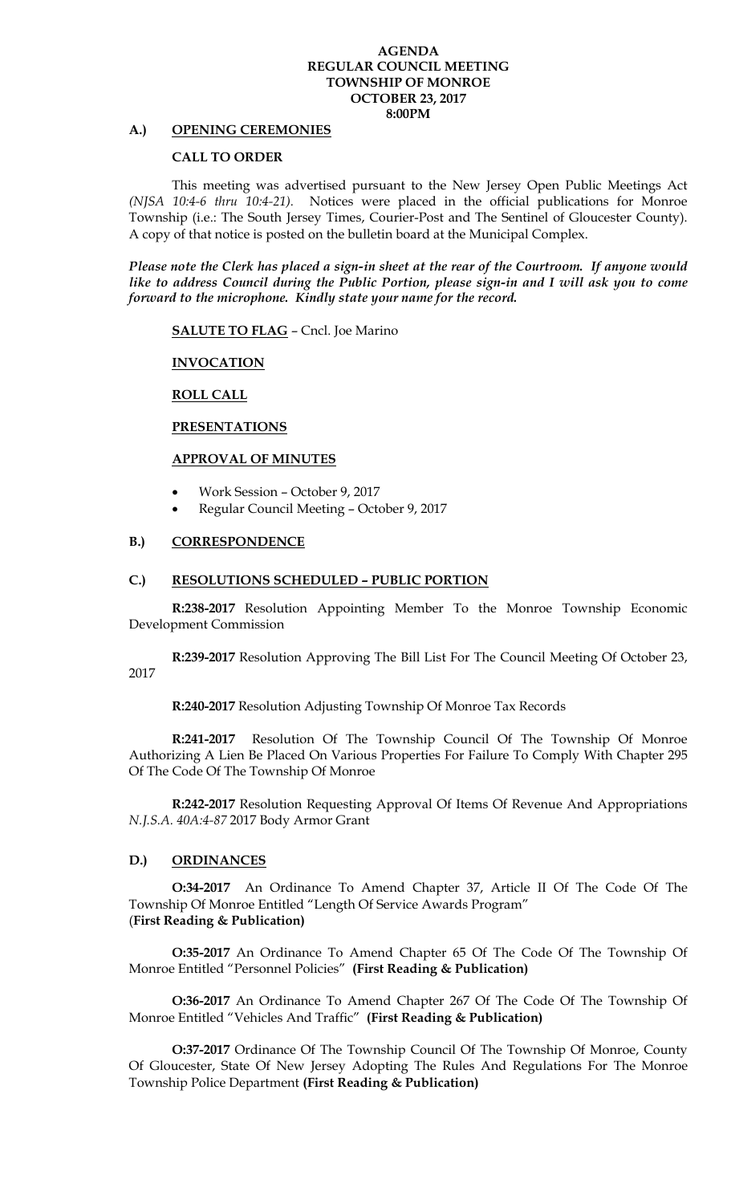**AGENDA**
**REGULAR COUNCIL MEETING**
**TOWNSHIP OF MONROE**
**OCTOBER 23, 2017**
**8:00PM**

## A.) OPENING CEREMONIES

**CALL TO ORDER**

This meeting was advertised pursuant to the New Jersey Open Public Meetings Act *(NJSA 10:4-6 thru 10:4-21).* Notices were placed in the official publications for Monroe Township (i.e.: The South Jersey Times, Courier-Post and The Sentinel of Gloucester County). A copy of that notice is posted on the bulletin board at the Municipal Complex.

***Please note the Clerk has placed a sign-in sheet at the rear of the Courtroom. If anyone would like to address Council during the Public Portion, please sign-in and I will ask you to come forward to the microphone. Kindly state your name for the record.***

**SALUTE TO FLAG** – Cncl. Joe Marino

**INVOCATION**

**ROLL CALL**

**PRESENTATIONS**

**APPROVAL OF MINUTES**

- Work Session – October 9, 2017
- Regular Council Meeting – October 9, 2017

## B.) CORRESPONDENCE

## C.) RESOLUTIONS SCHEDULED – PUBLIC PORTION

**R:238-2017** Resolution Appointing Member To the Monroe Township Economic Development Commission

**R:239-2017** Resolution Approving The Bill List For The Council Meeting Of October 23, 2017

**R:240-2017** Resolution Adjusting Township Of Monroe Tax Records

**R:241-2017** Resolution Of The Township Council Of The Township Of Monroe Authorizing A Lien Be Placed On Various Properties For Failure To Comply With Chapter 295 Of The Code Of The Township Of Monroe

**R:242-2017** Resolution Requesting Approval Of Items Of Revenue And Appropriations *N.J.S.A. 40A:4-87* 2017 Body Armor Grant

## D.) ORDINANCES

**O:34-2017** An Ordinance To Amend Chapter 37, Article II Of The Code Of The Township Of Monroe Entitled "Length Of Service Awards Program" (**First Reading & Publication)**

**O:35-2017** An Ordinance To Amend Chapter 65 Of The Code Of The Township Of Monroe Entitled "Personnel Policies" **(First Reading & Publication)**

**O:36-2017** An Ordinance To Amend Chapter 267 Of The Code Of The Township Of Monroe Entitled "Vehicles And Traffic" **(First Reading & Publication)**

**O:37-2017** Ordinance Of The Township Council Of The Township Of Monroe, County Of Gloucester, State Of New Jersey Adopting The Rules And Regulations For The Monroe Township Police Department **(First Reading & Publication)**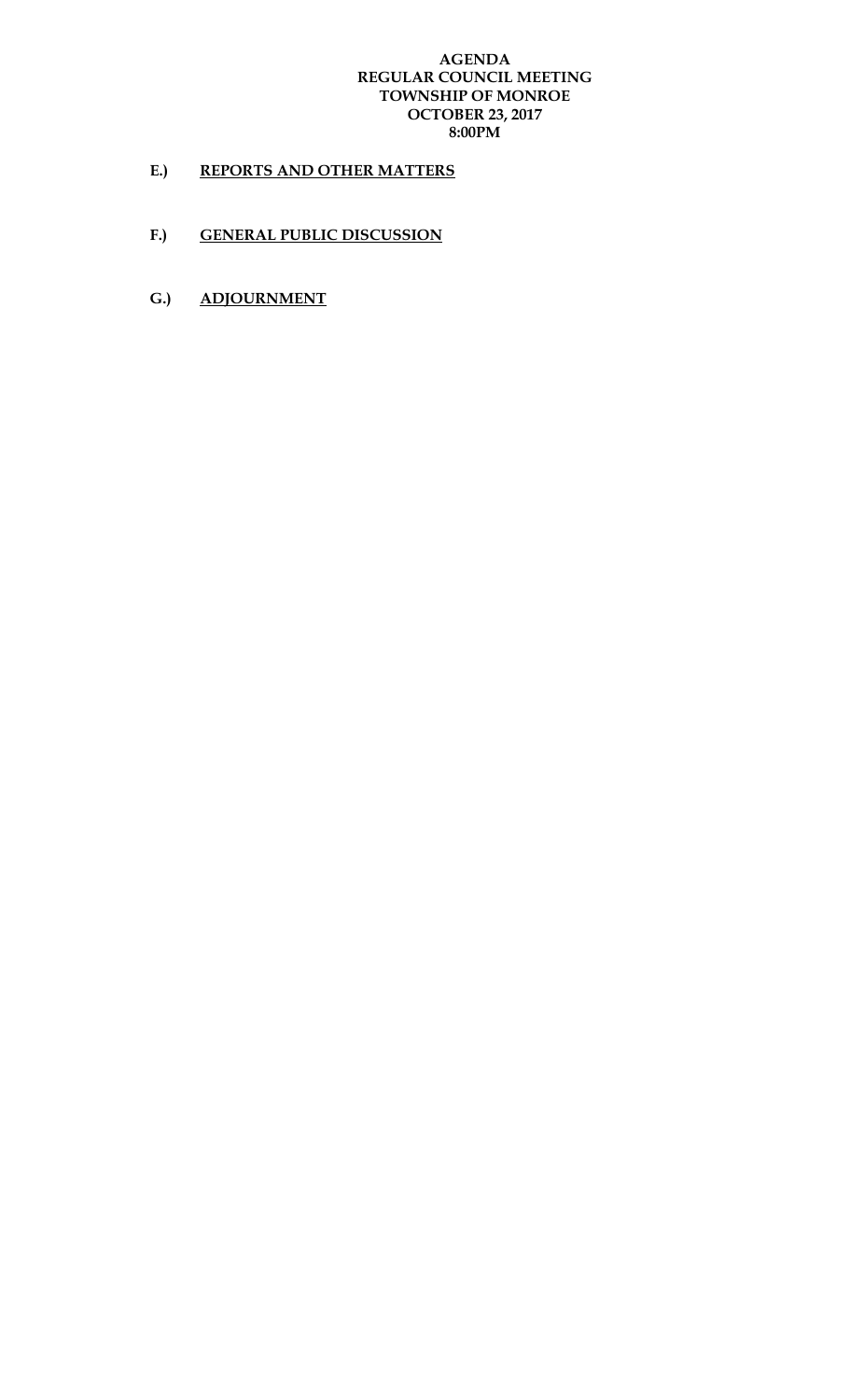**AGENDA**
**REGULAR COUNCIL MEETING**
**TOWNSHIP OF MONROE**
**OCTOBER 23, 2017**
**8:00PM**

**E.) REPORTS AND OTHER MATTERS**

**F.) GENERAL PUBLIC DISCUSSION**

**G.) ADJOURNMENT**